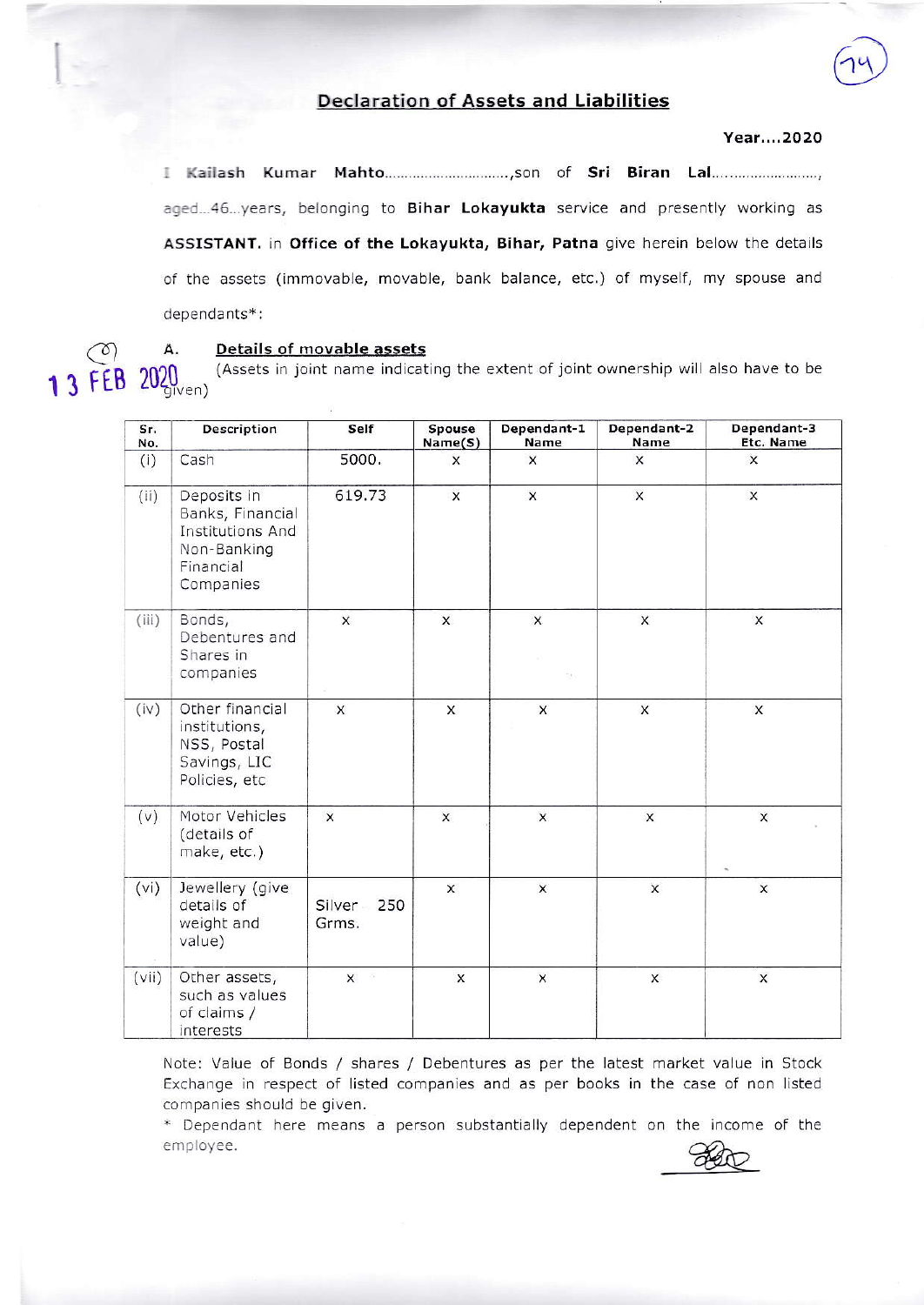## Declaration of Assets and Liabilities

**Year....2020**

I **Kailash Kumar Mahto**...............................,son of **Sri Biran Lal**.........................., aged...46...years, belonging to **Bihar Lokayukta** service and presently working as **ASSISTANT.** in **Office of the Lokayukta, Bihar, Patna** give herein below the details of the assets (immovable, movable, bank balance, etc.) of myself, my spouse and dependants*:

13 FEB 2020

**A. Details of movable assets**

(Assets in joint name indicating the extent of joint ownership will also have to be given)

| Sr. No. | Description | Self | Spouse Name(S) | Dependant-1 Name | Dependant-2 Name | Dependant-3 Etc. Name |
|---|---|---|---|---|---|---|
| (i) | Cash | 5000. | x | x | x | x |
| (ii) | Deposits in Banks, Financial Institutions And Non-Banking Financial Companies | 619.73 | x | x | x | x |
| (iii) | Bonds, Debentures and Shares in companies | x | x | x | x | x |
| (iv) | Other financial institutions, NSS, Postal Savings, LIC Policies, etc | x | x | x | x | x |
| (v) | Motor Vehicles (details of make, etc.) | x | x | x | x | x |
| (vi) | Jewellery (give details of weight and value) | Silver 250 Grms. | x | x | x | x |
| (vii) | Other assets, such as values of claims / interests | x | x | x | x | x |

Note: Value of Bonds / shares / Debentures as per the latest market value in Stock Exchange in respect of listed companies and as per books in the case of non listed companies should be given.

\* Dependant here means a person substantially dependent on the income of the employee.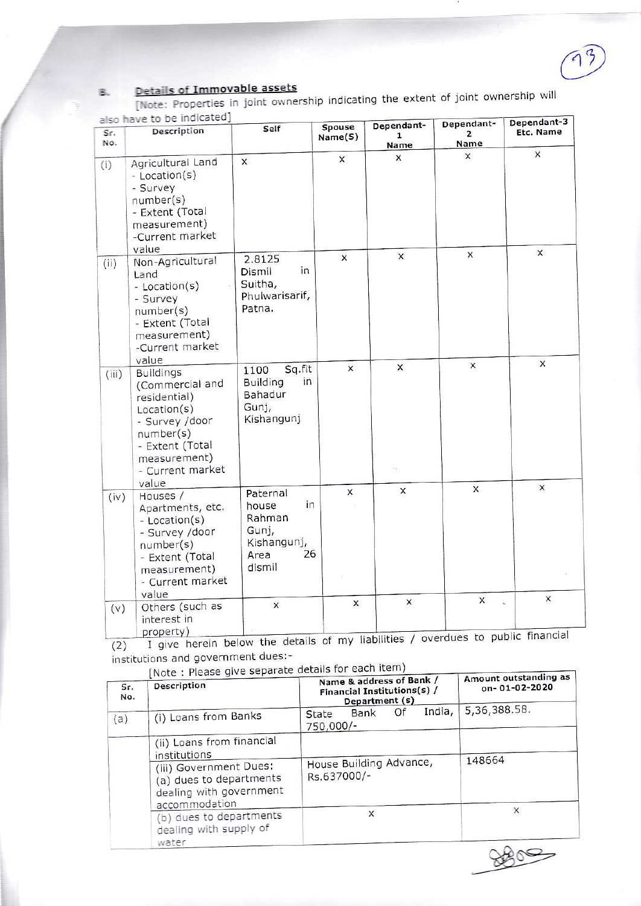## B. Details of Immovable assets

[Note: Properties in joint ownership indicating the extent of joint ownership will also have to be indicated]

| Sr. No. | Description | Self | Spouse Name(S) | Dependant-1 Name | Dependant-2 Name | Dependant-3 Etc. Name |
|---|---|---|---|---|---|---|
| (i) | Agricultural Land - Location(s) - Survey number(s) - Extent (Total measurement) -Current market value | x | x | x | x | x |
| (ii) | Non-Agricultural Land - Location(s) - Survey number(s) - Extent (Total measurement) -Current market value | 2.8125 Dismil in Suitha, Phulwarisarif, Patna. | x | x | x | x |
| (iii) | Buildings (Commercial and residential) Location(s) - Survey /door number(s) - Extent (Total measurement) - Current market value | 1100 Sq.fit Building in Bahadur Gunj, Kishangunj | x | x | x | x |
| (iv) | Houses / Apartments, etc. - Location(s) - Survey /door number(s) - Extent (Total measurement) - Current market value | Paternal house in Rahman Gunj, Kishangunj, Area 26 dismil | x | x | x | x |
| (v) | Others (such as interest in property) | x | x | x | x | x |

(2) I give herein below the details of my liabilities / overdues to public financial institutions and government dues:-

[Note : Please give separate details for each item)

| Sr. No. | Description | Name & address of Bank / Financial Institutions(s) / Department (s) | Amount outstanding as on- 01-02-2020 |
|---|---|---|---|
| (a) | (i) Loans from Banks | State Bank Of India, 750,000/- | 5,36,388.58. |
| | (ii) Loans from financial institutions | | |
| | (iii) Government Dues: (a) dues to departments dealing with government accommodation | House Building Advance, Rs.637000/- | 148664 |
| | (b) dues to departments dealing with supply of water | x | x |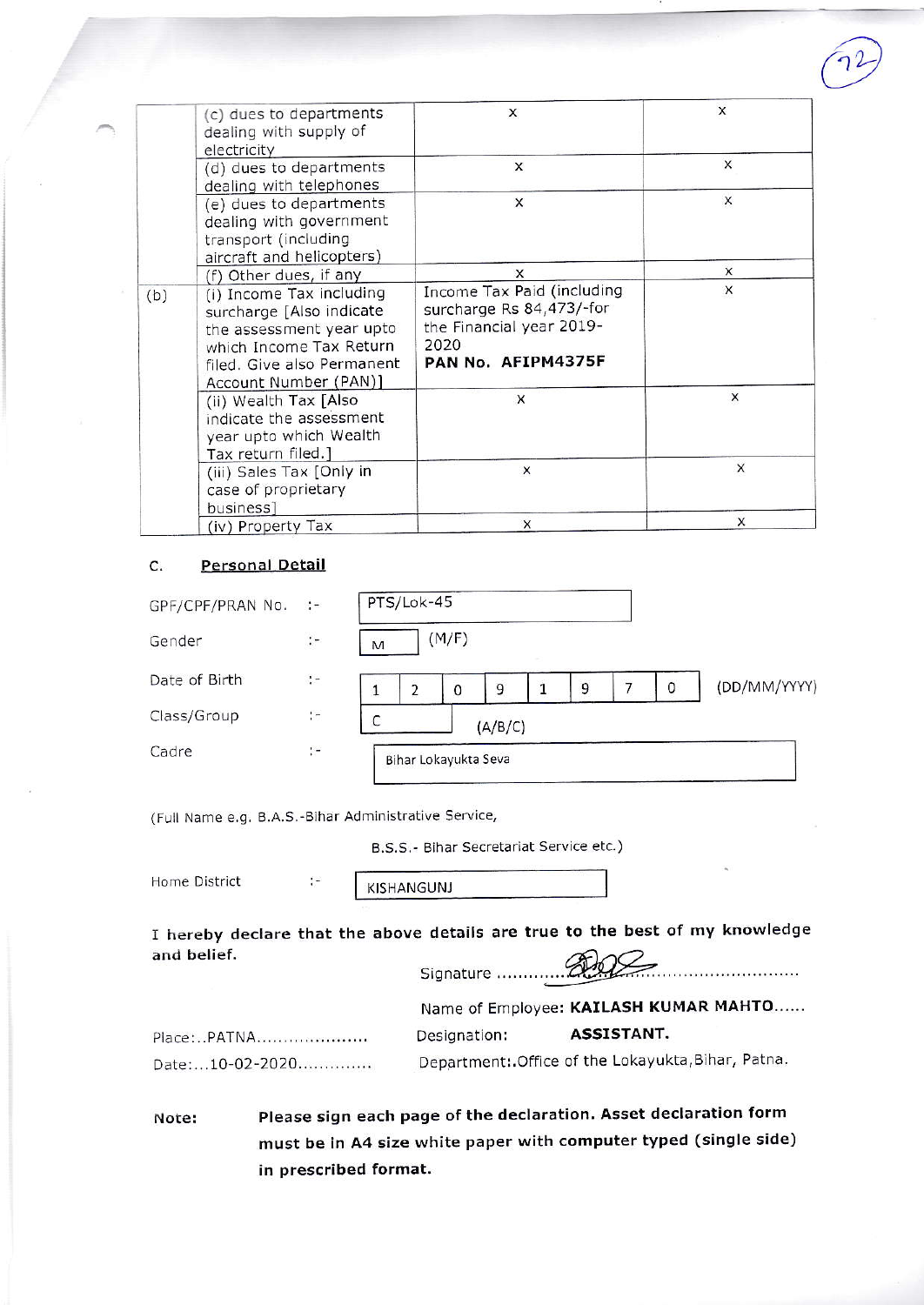| | | | |
|---|---|---|---|
| | (c) dues to departments dealing with supply of electricity | x | x |
| | (d) dues to departments dealing with telephones | x | x |
| | (e) dues to departments dealing with government transport (including aircraft and helicopters) | x | x |
| | (f) Other dues, if any | x | x |
| (b) | (i) Income Tax including surcharge [Also indicate the assessment year upto which Income Tax Return filed. Give also Permanent Account Number (PAN)] | Income Tax Paid (including surcharge Rs 84,473/-for the Financial year 2019-2020 **PAN No. AFIPM4375F** | x |
| | (ii) Wealth Tax [Also indicate the assessment year upto which Wealth Tax return filed.] | x | x |
| | (iii) Sales Tax [Only in case of proprietary business] | x | x |
| | (iv) Property Tax | x | x |

C. **Personal Detail**

GPF/CPF/PRAN No. :- PTS/Lok-45

Gender :- M (M/F)

Date of Birth :- 1 2 0 9 1 9 7 0 (DD/MM/YYYY)

Class/Group :- C (A/B/C)

Cadre :- Bihar Lokayukta Seva

(Full Name e.g. B.A.S.-Bihar Administrative Service,

B.S.S.- Bihar Secretariat Service etc.)

Home District :- KISHANGUNJ

**I hereby declare that the above details are true to the best of my knowledge and belief.**

Signature ..................................................

Name of Employee: **KAILASH KUMAR MAHTO......**

Place:..PATNA....................

Designation: **ASSISTANT.**

Date:...10-02-2020.............

Department:.Office of the Lokayukta,Bihar, Patna.

**Note:** **Please sign each page of the declaration. Asset declaration form must be in A4 size white paper with computer typed (single side) in prescribed format.**